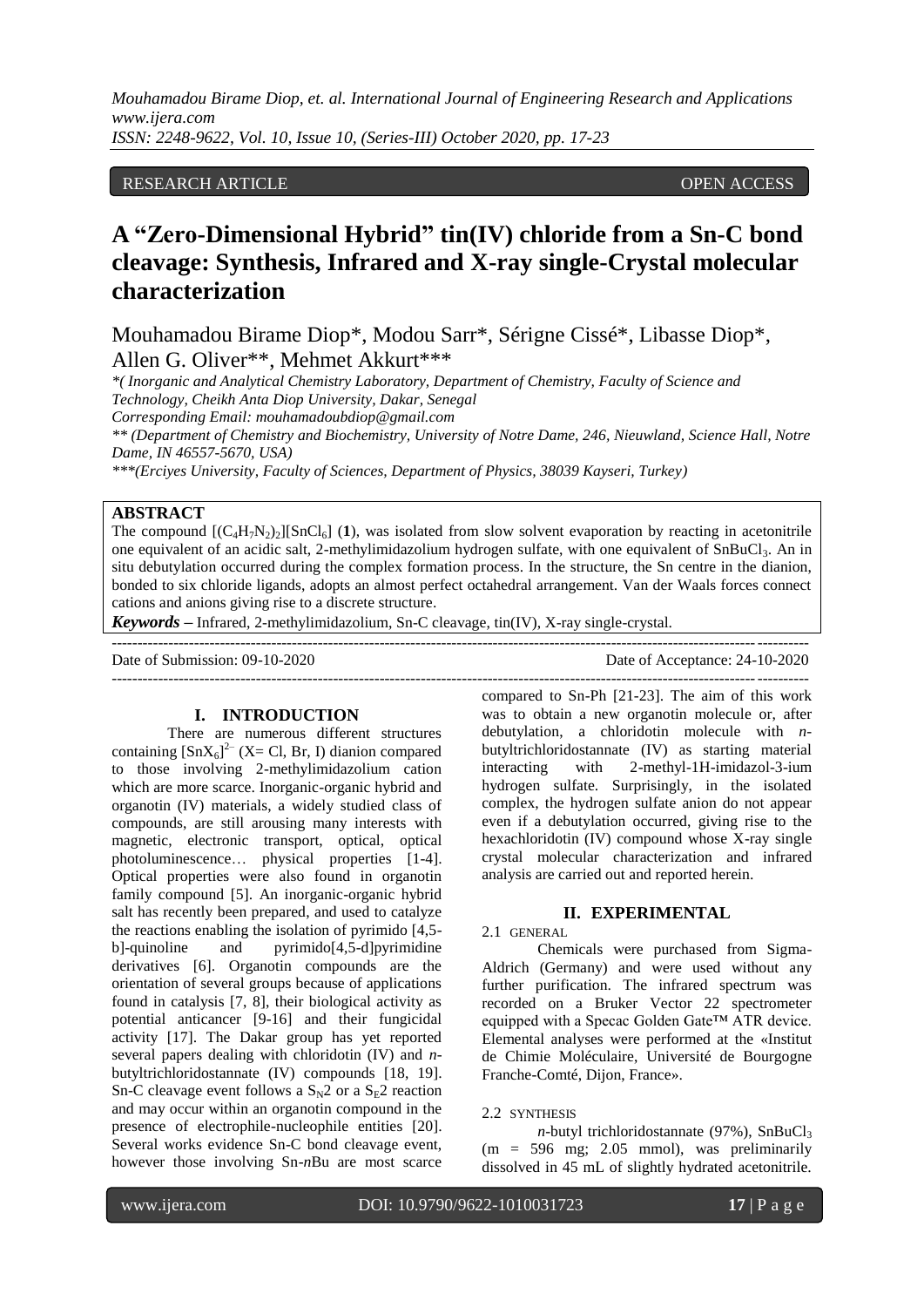RESEARCH ARTICLE OPEN ACCESS

# A "Zero-Dimensional Hybrid" tin(IV) chloride from a Sn-C bond cleavage: Synthesis, Infrared and X-ray single-Crystal molecular characterization

Mouhamadou Birame Diop*, Modou Sarr*, Sérigne Cissé*, Libasse Diop*, Allen G. Oliver**, Mehmet Akkurt***

*( Inorganic and Analytical Chemistry Laboratory, Department of Chemistry, Faculty of Science and Technology, Cheikh Anta Diop University, Dakar, Senegal
Corresponding Email: mouhamadoubdiop@gmail.com
** (Department of Chemistry and Biochemistry, University of Notre Dame, 246, Nieuwland, Science Hall, Notre Dame, IN 46557-5670, USA)
***(Erciyes University, Faculty of Sciences, Department of Physics, 38039 Kayseri, Turkey)

## ABSTRACT

The compound $[(C_4H_7N_2)_2][SnCl_6]$ (**1**), was isolated from slow solvent evaporation by reacting in acetonitrile one equivalent of an acidic salt, 2-methylimidazolium hydrogen sulfate, with one equivalent of $SnBuCl_3$. An in situ debutylation occurred during the complex formation process. In the structure, the Sn centre in the dianion, bonded to six chloride ligands, adopts an almost perfect octahedral arrangement. Van der Waals forces connect cations and anions giving rise to a discrete structure.

***Keywords*** **–** Infrared, 2-methylimidazolium, Sn-C cleavage, tin(IV), X-ray single-crystal.

Date of Submission: 09-10-2020 Date of Acceptance: 24-10-2020

## I. INTRODUCTION

There are numerous different structures containing $[SnX_6]^{2-}$ (X= Cl, Br, I) dianion compared to those involving 2-methylimidazolium cation which are more scarce. Inorganic-organic hybrid and organotin (IV) materials, a widely studied class of compounds, are still arousing many interests with magnetic, electronic transport, optical, optical photoluminescence… physical properties [1-4]. Optical properties were also found in organotin family compound [5]. An inorganic-organic hybrid salt has recently been prepared, and used to catalyze the reactions enabling the isolation of pyrimido [4,5-b]-quinoline and pyrimido[4,5-d]pyrimidine derivatives [6]. Organotin compounds are the orientation of several groups because of applications found in catalysis [7, 8], their biological activity as potential anticancer [9-16] and their fungicidal activity [17]. The Dakar group has yet reported several papers dealing with chloridotin (IV) and *n*-butyltrichloridostannate (IV) compounds [18, 19]. Sn-C cleavage event follows a $S_N2$ or a $S_E2$ reaction and may occur within an organotin compound in the presence of electrophile-nucleophile entities [20]. Several works evidence Sn-C bond cleavage event, however those involving Sn-*n*Bu are most scarce compared to Sn-Ph [21-23]. The aim of this work was to obtain a new organotin molecule or, after debutylation, a chloridotin molecule with *n*-butyltrichloridostannate (IV) as starting material interacting with 2-methyl-1H-imidazol-3-ium hydrogen sulfate. Surprisingly, in the isolated complex, the hydrogen sulfate anion do not appear even if a debutylation occurred, giving rise to the hexachloridotin (IV) compound whose X-ray single crystal molecular characterization and infrared analysis are carried out and reported herein.

## II. EXPERIMENTAL

### 2.1 GENERAL

Chemicals were purchased from Sigma-Aldrich (Germany) and were used without any further purification. The infrared spectrum was recorded on a Bruker Vector 22 spectrometer equipped with a Specac Golden Gate™ ATR device. Elemental analyses were performed at the «Institut de Chimie Moléculaire, Université de Bourgogne Franche-Comté, Dijon, France».

### 2.2 SYNTHESIS

*n*-butyl trichloridostannate (97%), $SnBuCl_3$ (m = 596 mg; 2.05 mmol), was preliminarily dissolved in 45 mL of slightly hydrated acetonitrile.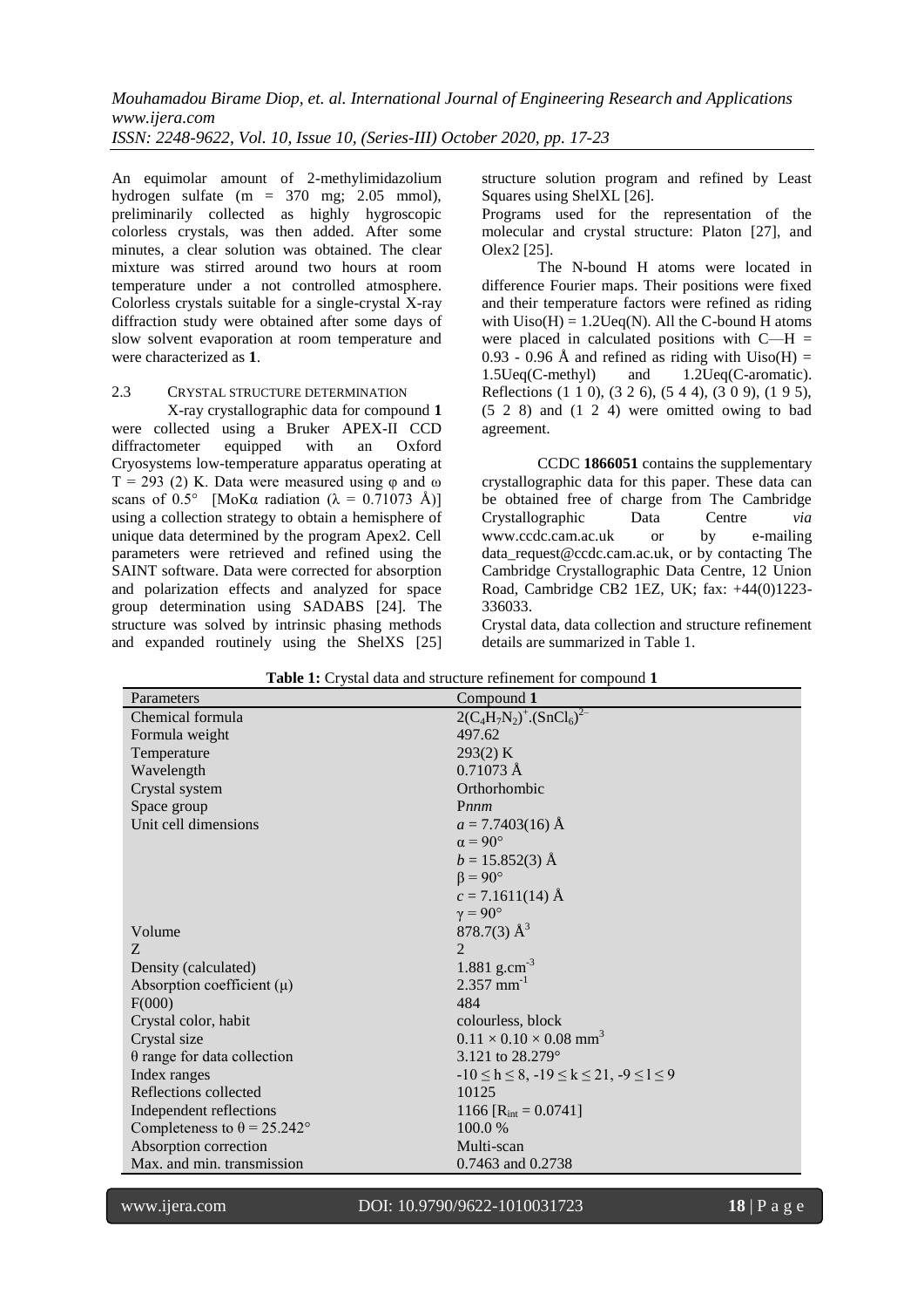An equimolar amount of 2-methylimidazolium hydrogen sulfate (m = 370 mg; 2.05 mmol), preliminarily collected as highly hygroscopic colorless crystals, was then added. After some minutes, a clear solution was obtained. The clear mixture was stirred around two hours at room temperature under a not controlled atmosphere. Colorless crystals suitable for a single-crystal X-ray diffraction study were obtained after some days of slow solvent evaporation at room temperature and were characterized as **1**.

### 2.3 CRYSTAL STRUCTURE DETERMINATION

X-ray crystallographic data for compound **1** were collected using a Bruker APEX-II CCD diffractometer equipped with an Oxford Cryosystems low-temperature apparatus operating at T = 293 (2) K. Data were measured using φ and ω scans of 0.5° [MoKα radiation (λ = 0.71073 Å)] using a collection strategy to obtain a hemisphere of unique data determined by the program Apex2. Cell parameters were retrieved and refined using the SAINT software. Data were corrected for absorption and polarization effects and analyzed for space group determination using SADABS [24]. The structure was solved by intrinsic phasing methods and expanded routinely using the ShelXS [25] structure solution program and refined by Least Squares using ShelXL [26].

Programs used for the representation of the molecular and crystal structure: Platon [27], and Olex2 [25].

The N-bound H atoms were located in difference Fourier maps. Their positions were fixed and their temperature factors were refined as riding with $U_{iso}(H) = 1.2U_{eq}(N)$. All the C-bound H atoms were placed in calculated positions with C—H = 0.93 - 0.96 Å and refined as riding with $U_{iso}(H) = 1.5U_{eq}$(C-methyl) and $1.2U_{eq}$(C-aromatic). Reflections (1 1 0), (3 2 6), (5 4 4), (3 0 9), (1 9 5), (5 2 8) and (1 2 4) were omitted owing to bad agreement.

CCDC **1866051** contains the supplementary crystallographic data for this paper. These data can be obtained free of charge from The Cambridge Crystallographic Data Centre *via* www.ccdc.cam.ac.uk or by e-mailing data_request@ccdc.cam.ac.uk, or by contacting The Cambridge Crystallographic Data Centre, 12 Union Road, Cambridge CB2 1EZ, UK; fax: +44(0)1223-336033.

Crystal data, data collection and structure refinement details are summarized in Table 1.

**Table 1:** Crystal data and structure refinement for compound **1**

| Parameters | Compound **1** |
|---|---|
| Chemical formula | $2(C_4H_7N_2)^+.(SnCl_6)^{2-}$ |
| Formula weight | 497.62 |
| Temperature | 293(2) K |
| Wavelength | 0.71073 Å |
| Crystal system | Orthorhombic |
| Space group | P*nnm* |
| Unit cell dimensions | $a$ = 7.7403(16) Å |
| | α = 90° |
| | $b$ = 15.852(3) Å |
| | β = 90° |
| | $c$ = 7.1611(14) Å |
| | γ = 90° |
| Volume | 878.7(3) $Å^3$ |
| Z | 2 |
| Density (calculated) | 1.881 $g.cm^{-3}$ |
| Absorption coefficient (μ) | 2.357 $mm^{-1}$ |
| F(000) | 484 |
| Crystal color, habit | colourless, block |
| Crystal size | 0.11 × 0.10 × 0.08 $mm^3$ |
| θ range for data collection | 3.121 to 28.279° |
| Index ranges | $-10 \leq h \leq 8$, $-19 \leq k \leq 21$, $-9 \leq l \leq 9$ |
| Reflections collected | 10125 |
| Independent reflections | 1166 [$R_{int}$ = 0.0741] |
| Completeness to θ = 25.242° | 100.0 % |
| Absorption correction | Multi-scan |
| Max. and min. transmission | 0.7463 and 0.2738 |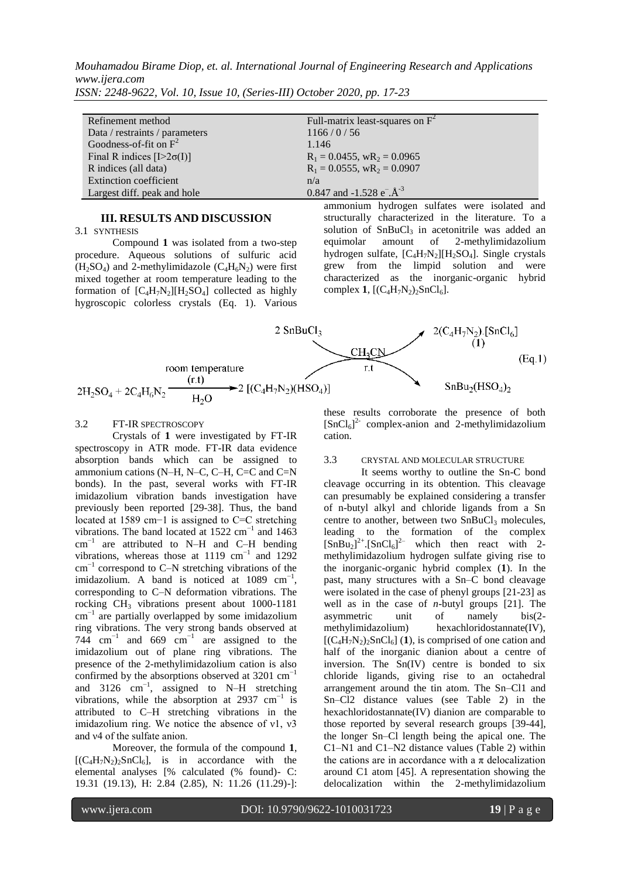| Refinement method | Full-matrix least-squares on $F^2$ |
|---|---|
| Data / restraints / parameters | 1166 / 0 / 56 |
| Goodness-of-fit on $F^2$ | 1.146 |
| Final R indices [$I>2\sigma(I)$] | $R_1$ = 0.0455, $wR_2$ = 0.0965 |
| R indices (all data) | $R_1$ = 0.0555, $wR_2$ = 0.0907 |
| Extinction coefficient | n/a |
| Largest diff. peak and hole | 0.847 and -1.528 $e^-.Å^{-3}$ |

## III. RESULTS AND DISCUSSION

### 3.1 SYNTHESIS

Compound **1** was isolated from a two-step procedure. Aqueous solutions of sulfuric acid ($H_2SO_4$) and 2-methylimidazole ($C_4H_6N_2$) were first mixed together at room temperature leading to the formation of $[C_4H_7N_2][H_2SO_4]$ collected as highly hygroscopic colorless crystals (Eq. 1). Various ammonium hydrogen sulfates were isolated and structurally characterized in the literature. To a solution of $SnBuCl_3$ in acetonitrile was added an equimolar amount of 2-methylimidazolium hydrogen sulfate, $[C_4H_7N_2][H_2SO_4]$. Single crystals grew from the limpid solution and were characterized as the inorganic-organic hybrid complex **1**, $[(C_4H_7N_2)_2SnCl_6]$.

$$2H_2SO_4 + 2C_4H_6N_2 \xrightarrow[H_2O]{\text{room temperature (r.t)}} 2\,[(C_4H_7N_2)(HSO_4)] \xrightarrow[\text{r.t}]{2\,SnBuCl_3,\ CH_3CN} 2(C_4H_7N_2).[SnCl_6]\ (\mathbf{1}) + SnBu_2(HSO_4)_2 \quad \text{(Eq.1)}$$

### 3.2 FT-IR SPECTROSCOPY

Crystals of **1** were investigated by FT-IR spectroscopy in ATR mode. FT-IR data evidence absorption bands which can be assigned to ammonium cations (N–H, N–C, C–H, C=C and C=N bonds). In the past, several works with FT-IR imidazolium vibration bands investigation have previously been reported [29-38]. Thus, the band located at 1589 cm−1 is assigned to C=C stretching vibrations. The band located at 1522 $cm^{-1}$ and 1463 $cm^{-1}$ are attributed to N–H and C–H bending vibrations, whereas those at 1119 $cm^{-1}$ and 1292 $cm^{-1}$ correspond to C–N stretching vibrations of the imidazolium. A band is noticed at 1089 $cm^{-1}$, corresponding to C–N deformation vibrations. The rocking $CH_3$ vibrations present about 1000-1181 $cm^{-1}$ are partially overlapped by some imidazolium ring vibrations. The very strong bands observed at 744 $cm^{-1}$ and 669 $cm^{-1}$ are assigned to the imidazolium out of plane ring vibrations. The presence of the 2-methylimidazolium cation is also confirmed by the absorptions observed at 3201 $cm^{-1}$ and 3126 $cm^{-1}$, assigned to N–H stretching vibrations, while the absorption at 2937 $cm^{-1}$ is attributed to C–H stretching vibrations in the imidazolium ring. We notice the absence of ν1, ν3 and ν4 of the sulfate anion.

Moreover, the formula of the compound **1**, $[(C_4H_7N_2)_2SnCl_6]$, is in accordance with the elemental analyses [% calculated (% found)- C: 19.31 (19.13), H: 2.84 (2.85), N: 11.26 (11.29)-]: these results corroborate the presence of both $[SnCl_6]^{2-}$ complex-anion and 2-methylimidazolium cation.

### 3.3 CRYSTAL AND MOLECULAR STRUCTURE

It seems worthy to outline the Sn-C bond cleavage occurring in its obtention. This cleavage can presumably be explained considering a transfer of n-butyl alkyl and chloride ligands from a Sn centre to another, between two $SnBuCl_3$ molecules, leading to the formation of the complex $[SnBu_2]^{2+}.[SnCl_6]^{2-}$ which then react with 2-methylimidazolium hydrogen sulfate giving rise to the inorganic-organic hybrid complex (**1**). In the past, many structures with a Sn–C bond cleavage were isolated in the case of phenyl groups [21-23] as well as in the case of *n*-butyl groups [21]. The asymmetric unit of namely bis(2-methylimidazolium) hexachloridostannate(IV), $[(C_4H_7N_2)_2SnCl_6]$ (**1**), is comprised of one cation and half of the inorganic dianion about a centre of inversion. The Sn(IV) centre is bonded to six chloride ligands, giving rise to an octahedral arrangement around the tin atom. The Sn–Cl1 and Sn–Cl2 distance values (see Table 2) in the hexachloridostannate(IV) dianion are comparable to those reported by several research groups [39-44], the longer Sn–Cl length being the apical one. The C1–N1 and C1–N2 distance values (Table 2) within the cations are in accordance with a π delocalization around C1 atom [45]. A representation showing the delocalization within the 2-methylimidazolium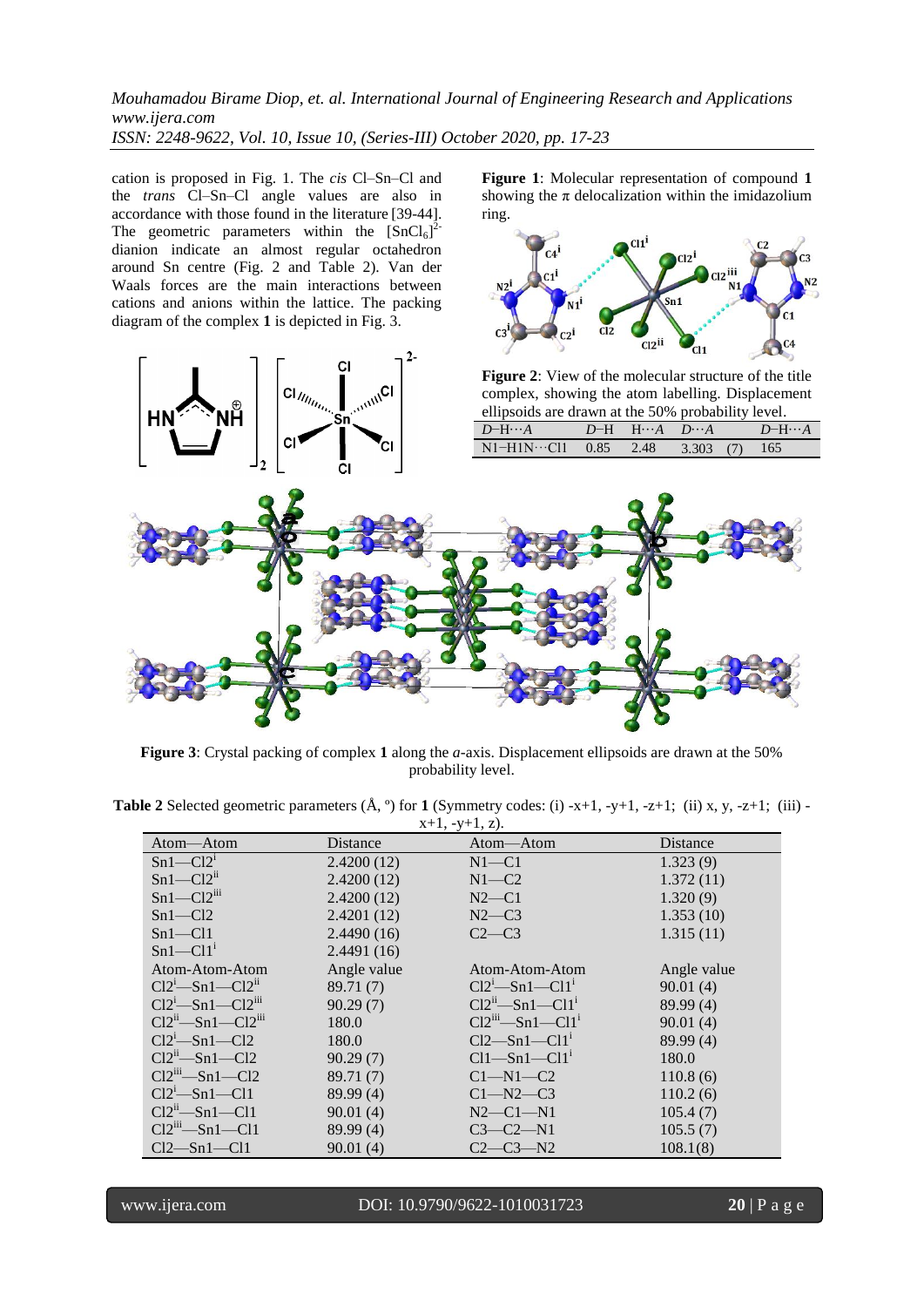cation is proposed in Fig. 1. The *cis* Cl–Sn–Cl and the *trans* Cl–Sn–Cl angle values are also in accordance with those found in the literature [39-44]. The geometric parameters within the $[SnCl_6]^{2-}$ dianion indicate an almost regular octahedron around Sn centre (Fig. 2 and Table 2). Van der Waals forces are the main interactions between cations and anions within the lattice. The packing diagram of the complex **1** is depicted in Fig. 3.

**Figure 1**: Molecular representation of compound **1** showing the π delocalization within the imidazolium ring.

**Figure 2**: View of the molecular structure of the title complex, showing the atom labelling. Displacement ellipsoids are drawn at the 50% probability level.

| *D*—H···*A* | *D*—H | H···*A* | *D*···*A* | *D*—H···*A* |
|---|---|---|---|---|
| N1—H1N···Cl1 | 0.85 | 2.48 | 3.303 (7) | 165 |

**Figure 3**: Crystal packing of complex **1** along the *a*-axis. Displacement ellipsoids are drawn at the 50% probability level.

**Table 2** Selected geometric parameters (Å, º) for **1** (Symmetry codes: (i) -x+1, -y+1, -z+1; (ii) x, y, -z+1; (iii) -x+1, -y+1, z).

| Atom—Atom | Distance | Atom—Atom | Distance |
|---|---|---|---|
| Sn1—Cl2[i] | 2.4200 (12) | N1—C1 | 1.323 (9) |
| Sn1—Cl2[ii] | 2.4200 (12) | N1—C2 | 1.372 (11) |
| Sn1—Cl2[iii] | 2.4200 (12) | N2—C1 | 1.320 (9) |
| Sn1—Cl2 | 2.4201 (12) | N2—C3 | 1.353 (10) |
| Sn1—Cl1 | 2.4490 (16) | C2—C3 | 1.315 (11) |
| Sn1—Cl1[i] | 2.4491 (16) | | |
| Atom-Atom-Atom | Angle value | Atom-Atom-Atom | Angle value |
| Cl2[i]—Sn1—Cl2[ii] | 89.71 (7) | Cl2[i]—Sn1—Cl1[i] | 90.01 (4) |
| Cl2[i]—Sn1—Cl2[iii] | 90.29 (7) | Cl2[ii]—Sn1—Cl1[i] | 89.99 (4) |
| Cl2[ii]—Sn1—Cl2[iii] | 180.0 | Cl2[iii]—Sn1—Cl1[i] | 90.01 (4) |
| Cl2[i]—Sn1—Cl2 | 180.0 | Cl2—Sn1—Cl1[i] | 89.99 (4) |
| Cl2[ii]—Sn1—Cl2 | 90.29 (7) | Cl1—Sn1—Cl1[i] | 180.0 |
| Cl2[iii]—Sn1—Cl2 | 89.71 (7) | C1—N1—C2 | 110.8 (6) |
| Cl2[i]—Sn1—Cl1 | 89.99 (4) | C1—N2—C3 | 110.2 (6) |
| Cl2[ii]—Sn1—Cl1 | 90.01 (4) | N2—C1—N1 | 105.4 (7) |
| Cl2[iii]—Sn1—Cl1 | 89.99 (4) | C3—C2—N1 | 105.5 (7) |
| Cl2—Sn1—Cl1 | 90.01 (4) | C2—C3—N2 | 108.1(8) |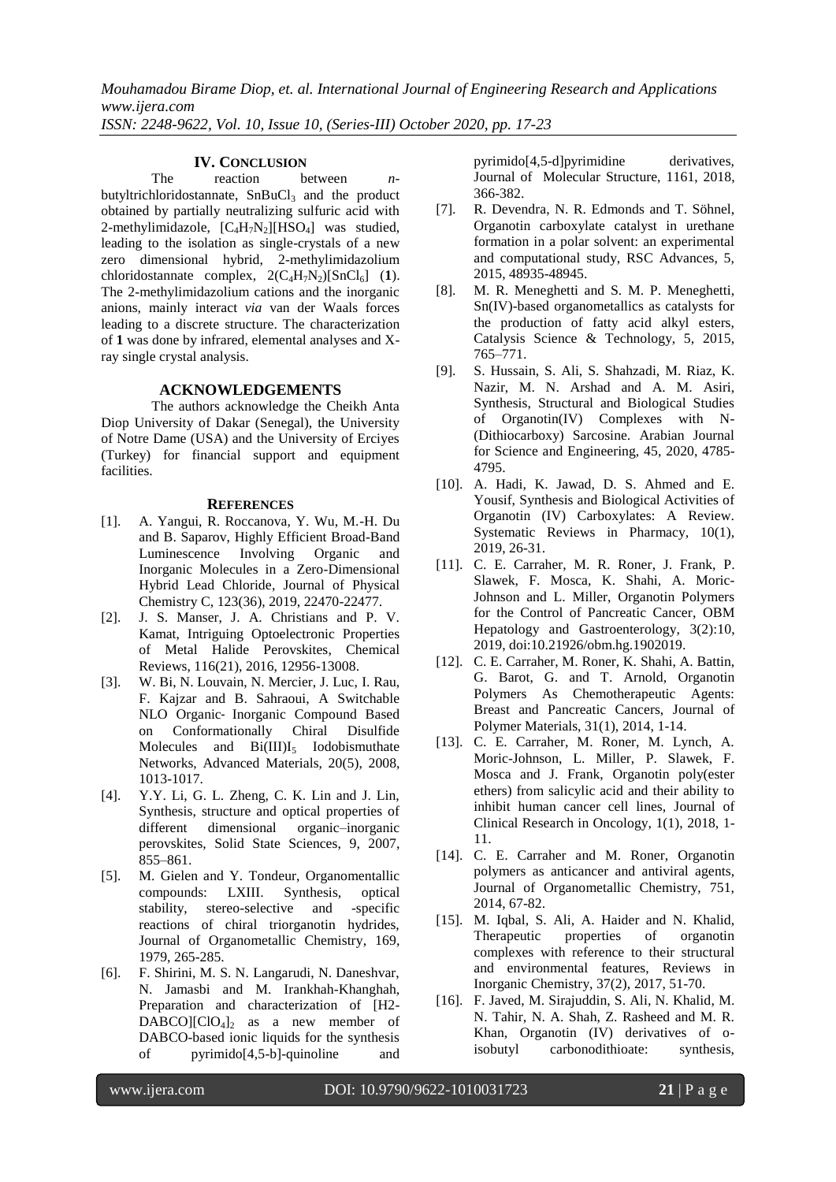## IV. Conclusion

The reaction between *n*-butyltrichloridostannate, $SnBuCl_3$ and the product obtained by partially neutralizing sulfuric acid with 2-methylimidazole, $[C_4H_7N_2][HSO_4]$ was studied, leading to the isolation as single-crystals of a new zero dimensional hybrid, 2-methylimidazolium chloridostannate complex, $2(C_4H_7N_2)[SnCl_6]$ (**1**). The 2-methylimidazolium cations and the inorganic anions, mainly interact *via* van der Waals forces leading to a discrete structure. The characterization of **1** was done by infrared, elemental analyses and X-ray single crystal analysis.

## ACKNOWLEDGEMENTS

The authors acknowledge the Cheikh Anta Diop University of Dakar (Senegal), the University of Notre Dame (USA) and the University of Erciyes (Turkey) for financial support and equipment facilities.

## References

[1]. A. Yangui, R. Roccanova, Y. Wu, M.-H. Du and B. Saparov, Highly Efficient Broad-Band Luminescence Involving Organic and Inorganic Molecules in a Zero-Dimensional Hybrid Lead Chloride, Journal of Physical Chemistry C, 123(36), 2019, 22470-22477.

[2]. J. S. Manser, J. A. Christians and P. V. Kamat, Intriguing Optoelectronic Properties of Metal Halide Perovskites, Chemical Reviews, 116(21), 2016, 12956-13008.

[3]. W. Bi, N. Louvain, N. Mercier, J. Luc, I. Rau, F. Kajzar and B. Sahraoui, A Switchable NLO Organic‐ Inorganic Compound Based on Conformationally Chiral Disulfide Molecules and $Bi(III)I_5$ Iodobismuthate Networks, Advanced Materials, 20(5), 2008, 1013-1017.

[4]. Y.Y. Li, G. L. Zheng, C. K. Lin and J. Lin, Synthesis, structure and optical properties of different dimensional organic–inorganic perovskites, Solid State Sciences, 9, 2007, 855–861.

[5]. M. Gielen and Y. Tondeur, Organomentallic compounds: LXIII. Synthesis, optical stability, stereo-selective and -specific reactions of chiral triorganotin hydrides, Journal of Organometallic Chemistry, 169, 1979, 265-285.

[6]. F. Shirini, M. S. N. Langarudi, N. Daneshvar, N. Jamasbi and M. Irankhah-Khanghah, Preparation and characterization of [H2-DABCO]$[ClO_4]_2$ as a new member of DABCO-based ionic liquids for the synthesis of pyrimido[4,5-b]-quinoline and pyrimido[4,5-d]pyrimidine derivatives, Journal of Molecular Structure, 1161, 2018, 366-382.

[7]. R. Devendra, N. R. Edmonds and T. Söhnel, Organotin carboxylate catalyst in urethane formation in a polar solvent: an experimental and computational study, RSC Advances, 5, 2015, 48935-48945.

[8]. M. R. Meneghetti and S. M. P. Meneghetti, Sn(IV)-based organometallics as catalysts for the production of fatty acid alkyl esters, Catalysis Science & Technology, 5, 2015, 765–771.

[9]. S. Hussain, S. Ali, S. Shahzadi, M. Riaz, K. Nazir, M. N. Arshad and A. M. Asiri, Synthesis, Structural and Biological Studies of Organotin(IV) Complexes with N-(Dithiocarboxy) Sarcosine. Arabian Journal for Science and Engineering, 45, 2020, 4785-4795.

[10]. A. Hadi, K. Jawad, D. S. Ahmed and E. Yousif, Synthesis and Biological Activities of Organotin (IV) Carboxylates: A Review. Systematic Reviews in Pharmacy, 10(1), 2019, 26-31.

[11]. C. E. Carraher, M. R. Roner, J. Frank, P. Slawek, F. Mosca, K. Shahi, A. Moric-Johnson and L. Miller, Organotin Polymers for the Control of Pancreatic Cancer, OBM Hepatology and Gastroenterology, 3(2):10, 2019, doi:10.21926/obm.hg.1902019.

[12]. C. E. Carraher, M. Roner, K. Shahi, A. Battin, G. Barot, G. and T. Arnold, Organotin Polymers As Chemotherapeutic Agents: Breast and Pancreatic Cancers, Journal of Polymer Materials, 31(1), 2014, 1-14.

[13]. C. E. Carraher, M. Roner, M. Lynch, A. Moric-Johnson, L. Miller, P. Slawek, F. Mosca and J. Frank, Organotin poly(ester ethers) from salicylic acid and their ability to inhibit human cancer cell lines, Journal of Clinical Research in Oncology, 1(1), 2018, 1-11.

[14]. C. E. Carraher and M. Roner, Organotin polymers as anticancer and antiviral agents, Journal of Organometallic Chemistry, 751, 2014, 67-82.

[15]. M. Iqbal, S. Ali, A. Haider and N. Khalid, Therapeutic properties of organotin complexes with reference to their structural and environmental features, Reviews in Inorganic Chemistry, 37(2), 2017, 51-70.

[16]. F. Javed, M. Sirajuddin, S. Ali, N. Khalid, M. N. Tahir, N. A. Shah, Z. Rasheed and M. R. Khan, Organotin (IV) derivatives of o-isobutyl carbonodithioate: synthesis,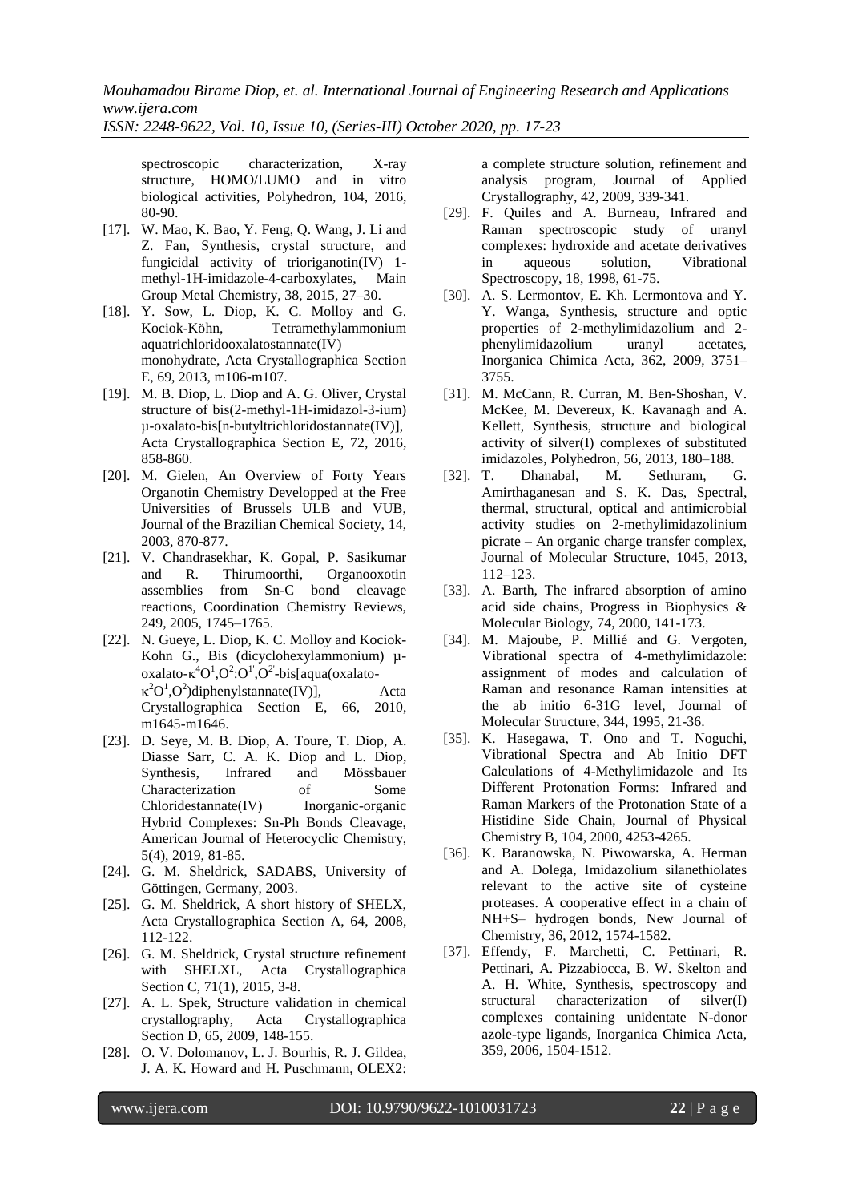spectroscopic characterization, X-ray structure, HOMO/LUMO and in vitro biological activities, Polyhedron, 104, 2016, 80-90.

- [17]. W. Mao, K. Bao, Y. Feng, Q. Wang, J. Li and Z. Fan, Synthesis, crystal structure, and fungicidal activity of trioriganotin(IV) 1-methyl-1H-imidazole-4-carboxylates, Main Group Metal Chemistry, 38, 2015, 27–30.
- [18]. Y. Sow, L. Diop, K. C. Molloy and G. Kociok-Köhn, Tetramethylammonium aquatrichloridooxalatostannate(IV) monohydrate, Acta Crystallographica Section E, 69, 2013, m106-m107.
- [19]. M. B. Diop, L. Diop and A. G. Oliver, Crystal structure of bis(2-methyl-1H-imidazol-3-ium) μ-oxalato-bis[n-butyltrichloridostannate(IV)], Acta Crystallographica Section E, 72, 2016, 858-860.
- [20]. M. Gielen, An Overview of Forty Years Organotin Chemistry Developped at the Free Universities of Brussels ULB and VUB, Journal of the Brazilian Chemical Society, 14, 2003, 870-877.
- [21]. V. Chandrasekhar, K. Gopal, P. Sasikumar and R. Thirumoorthi, Organooxotin assemblies from Sn-C bond cleavage reactions, Coordination Chemistry Reviews, 249, 2005, 1745–1765.
- [22]. N. Gueye, L. Diop, K. C. Molloy and Kociok-Kohn G., Bis (dicyclohexylammonium) μ-oxalato-$\kappa^4O^1,O^2:O^{1'},O^{2'}$-bis[aqua(oxalato-$\kappa^2O^1,O^2$)diphenylstannate(IV)], Acta Crystallographica Section E, 66, 2010, m1645-m1646.
- [23]. D. Seye, M. B. Diop, A. Toure, T. Diop, A. Diasse Sarr, C. A. K. Diop and L. Diop, Synthesis, Infrared and Mössbauer Characterization of Some Chloridestannate(IV) Inorganic-organic Hybrid Complexes: Sn-Ph Bonds Cleavage, American Journal of Heterocyclic Chemistry, 5(4), 2019, 81-85.
- [24]. G. M. Sheldrick, SADABS, University of Göttingen, Germany, 2003.
- [25]. G. M. Sheldrick, A short history of SHELX, Acta Crystallographica Section A, 64, 2008, 112-122.
- [26]. G. M. Sheldrick, Crystal structure refinement with SHELXL, Acta Crystallographica Section C, 71(1), 2015, 3-8.
- [27]. A. L. Spek, Structure validation in chemical crystallography, Acta Crystallographica Section D, 65, 2009, 148-155.
- [28]. O. V. Dolomanov, L. J. Bourhis, R. J. Gildea, J. A. K. Howard and H. Puschmann, OLEX2: a complete structure solution, refinement and analysis program, Journal of Applied Crystallography, 42, 2009, 339-341.
- [29]. F. Quiles and A. Burneau, Infrared and Raman spectroscopic study of uranyl complexes: hydroxide and acetate derivatives in aqueous solution, Vibrational Spectroscopy, 18, 1998, 61-75.
- [30]. A. S. Lermontov, E. Kh. Lermontova and Y. Y. Wanga, Synthesis, structure and optic properties of 2-methylimidazolium and 2-phenylimidazolium uranyl acetates, Inorganica Chimica Acta, 362, 2009, 3751–3755.
- [31]. M. McCann, R. Curran, M. Ben-Shoshan, V. McKee, M. Devereux, K. Kavanagh and A. Kellett, Synthesis, structure and biological activity of silver(I) complexes of substituted imidazoles, Polyhedron, 56, 2013, 180–188.
- [32]. T. Dhanabal, M. Sethuram, G. Amirthaganesan and S. K. Das, Spectral, thermal, structural, optical and antimicrobial activity studies on 2-methylimidazolinium picrate – An organic charge transfer complex, Journal of Molecular Structure, 1045, 2013, 112–123.
- [33]. A. Barth, The infrared absorption of amino acid side chains, Progress in Biophysics & Molecular Biology, 74, 2000, 141-173.
- [34]. M. Majoube, P. Millié and G. Vergoten, Vibrational spectra of 4-methylimidazole: assignment of modes and calculation of Raman and resonance Raman intensities at the ab initio 6-31G level, Journal of Molecular Structure, 344, 1995, 21-36.
- [35]. K. Hasegawa, T. Ono and T. Noguchi, Vibrational Spectra and Ab Initio DFT Calculations of 4-Methylimidazole and Its Different Protonation Forms: Infrared and Raman Markers of the Protonation State of a Histidine Side Chain, Journal of Physical Chemistry B, 104, 2000, 4253-4265.
- [36]. K. Baranowska, N. Piwowarska, A. Herman and A. Dolega, Imidazolium silanethiolates relevant to the active site of cysteine proteases. A cooperative effect in a chain of NH+S– hydrogen bonds, New Journal of Chemistry, 36, 2012, 1574-1582.
- [37]. Effendy, F. Marchetti, C. Pettinari, R. Pettinari, A. Pizzabiocca, B. W. Skelton and A. H. White, Synthesis, spectroscopy and structural characterization of silver(I) complexes containing unidentate N-donor azole-type ligands, Inorganica Chimica Acta, 359, 2006, 1504-1512.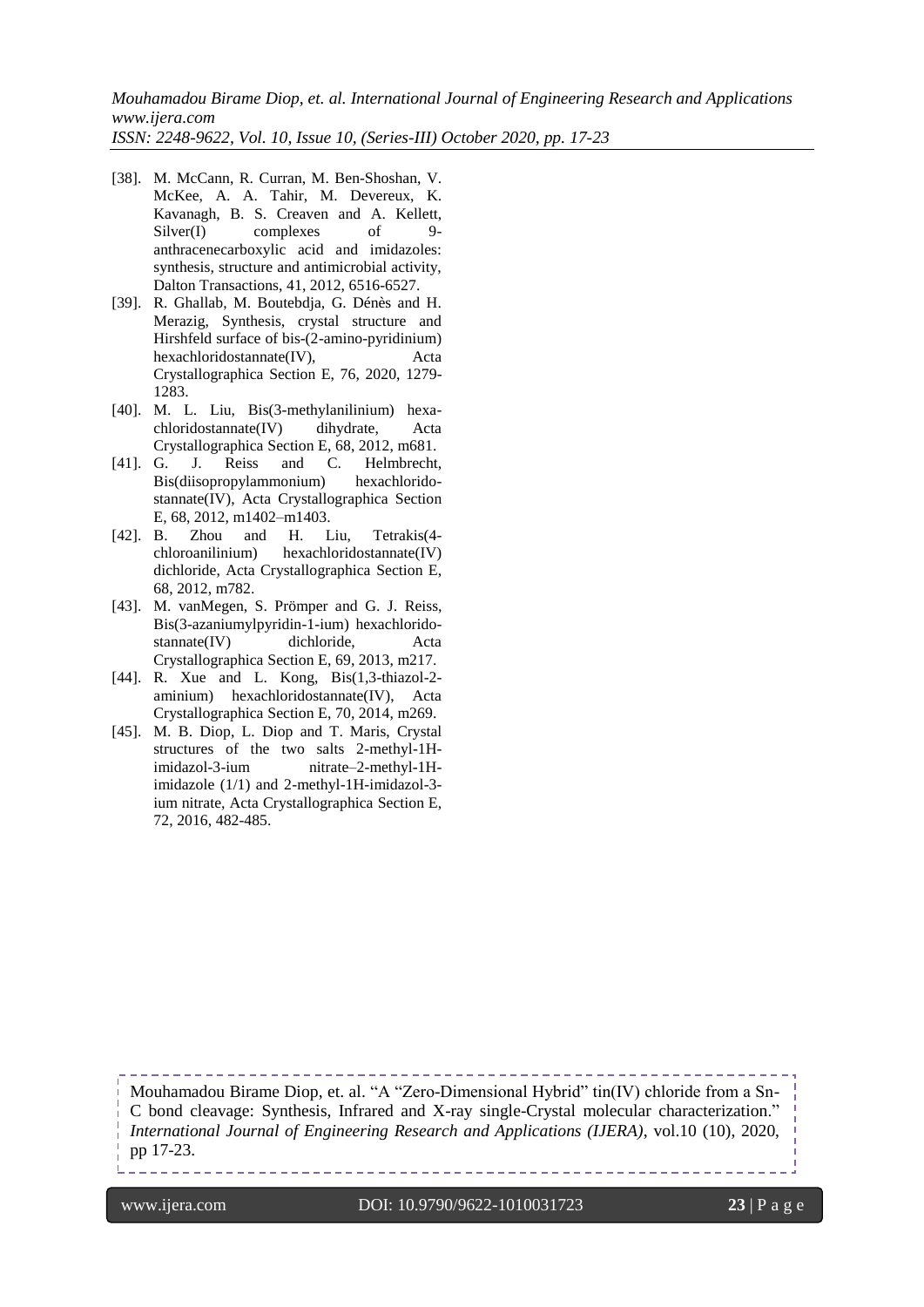[38]. M. McCann, R. Curran, M. Ben-Shoshan, V. McKee, A. A. Tahir, M. Devereux, K. Kavanagh, B. S. Creaven and A. Kellett, Silver(I) complexes of 9-anthracenecarboxylic acid and imidazoles: synthesis, structure and antimicrobial activity, Dalton Transactions, 41, 2012, 6516-6527.

[39]. R. Ghallab, M. Boutebdja, G. Dénès and H. Merazig, Synthesis, crystal structure and Hirshfeld surface of bis-(2-amino-pyridinium) hexachloridostannate(IV), Acta Crystallographica Section E, 76, 2020, 1279-1283.

[40]. M. L. Liu, Bis(3-methylanilinium) hexa-chloridostannate(IV) dihydrate, Acta Crystallographica Section E, 68, 2012, m681.

[41]. G. J. Reiss and C. Helmbrecht, Bis(diisopropylammonium) hexachlorido-stannate(IV), Acta Crystallographica Section E, 68, 2012, m1402–m1403.

[42]. B. Zhou and H. Liu, Tetrakis(4-chloroanilinium) hexachloridostannate(IV) dichloride, Acta Crystallographica Section E, 68, 2012, m782.

[43]. M. vanMegen, S. Prömper and G. J. Reiss, Bis(3-azaniumylpyridin-1-ium) hexachlorido-stannate(IV) dichloride, Acta Crystallographica Section E, 69, 2013, m217.

[44]. R. Xue and L. Kong, Bis(1,3-thiazol-2-aminium) hexachloridostannate(IV), Acta Crystallographica Section E, 70, 2014, m269.

[45]. M. B. Diop, L. Diop and T. Maris, Crystal structures of the two salts 2-methyl-1H-imidazol-3-ium nitrate–2-methyl-1H-imidazole (1/1) and 2-methyl-1H-imidazol-3-ium nitrate, Acta Crystallographica Section E, 72, 2016, 482-485.

Mouhamadou Birame Diop, et. al. "A "Zero-Dimensional Hybrid" tin(IV) chloride from a Sn-C bond cleavage: Synthesis, Infrared and X-ray single-Crystal molecular characterization." *International Journal of Engineering Research and Applications (IJERA)*, vol.10 (10), 2020, pp 17-23.